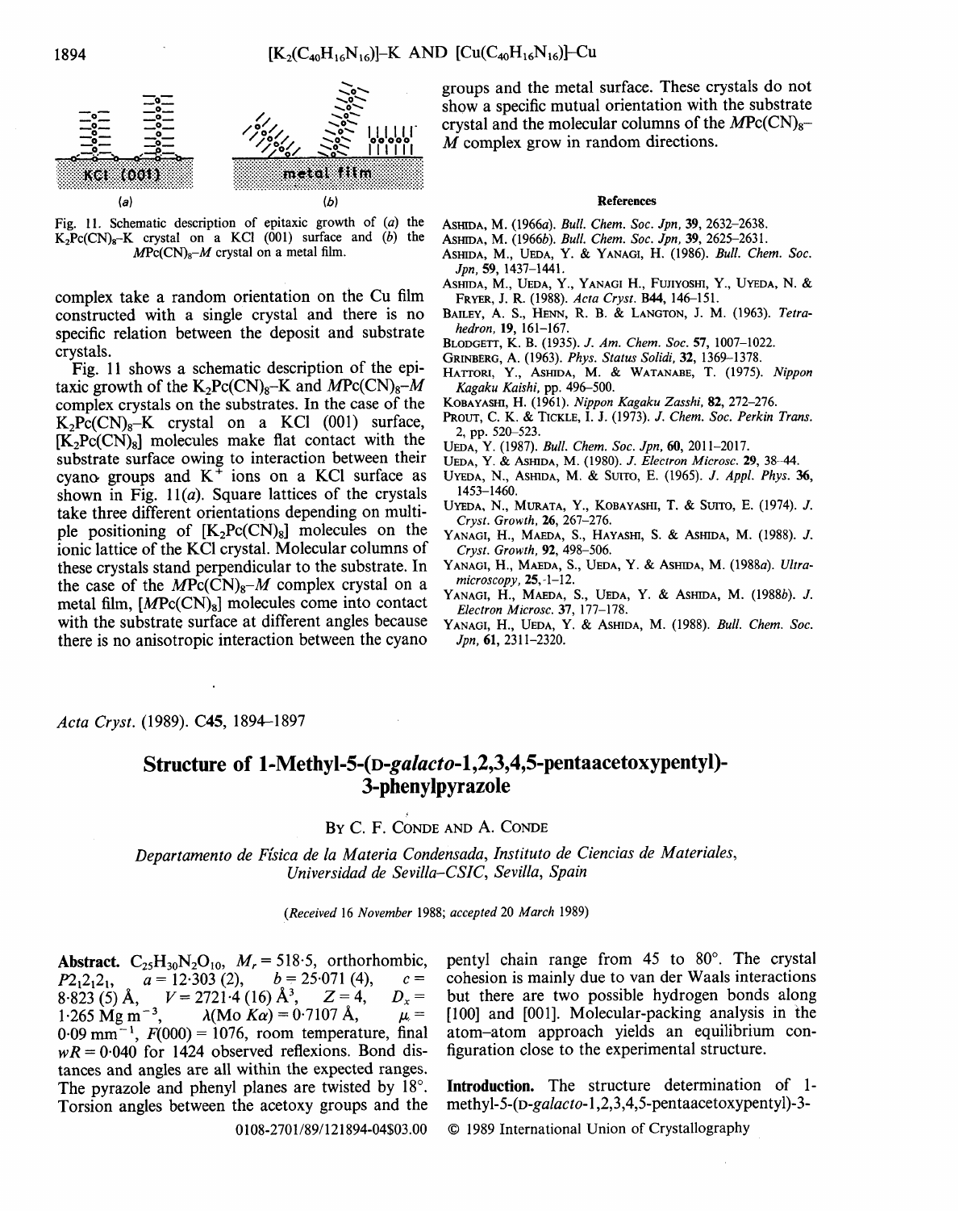complex take a random orientation on the Cu film constructed with a single crystal and there is no specific relation between the deposit and substrate crystals.

Fig. 11 shows a schematic description of the epitaxic growth of the $K_2Pc(CN)_8$–K and $MPc(CN)_8$–$M$ complex crystals on the substrates. In the case of the $K_2Pc(CN)_8$–K crystal on a KCl (001) surface, $[K_2Pc(CN)_8]$ molecules make flat contact with the substrate surface owing to interaction between their cyano groups and $K^+$ ions on a KCl surface as shown in Fig. 11(*a*). Square lattices of the crystals take three different orientations depending on multiple positioning of $[K_2Pc(CN)_8]$ molecules on the ionic lattice of the KCl crystal. Molecular columns of these crystals stand perpendicular to the substrate. In the case of the $MPc(CN)_8$–$M$ complex crystal on a metal film, $[MPc(CN)_8]$ molecules come into contact with the substrate surface at different angles because there is no anisotropic interaction between the cyano groups and the metal surface. These crystals do not show a specific mutual orientation with the substrate crystal and the molecular columns of the $MPc(CN)_8$–$M$ complex grow in random directions.

Fig. 11. Schematic description of epitaxic growth of (*a*) the $K_2Pc(CN)_8$–K crystal on a KCl (001) surface and (*b*) the $MPc(CN)_8$–$M$ crystal on a metal film.

### References

Ashida, M. (1966*a*). *Bull. Chem. Soc. Jpn*, **39**, 2632–2638.
Ashida, M. (1966*b*). *Bull. Chem. Soc. Jpn*, **39**, 2625–2631.
Ashida, M., Ueda, Y. & Yanagi, H. (1986). *Bull. Chem. Soc. Jpn*, **59**, 1437–1441.
Ashida, M., Ueda, Y., Yanagi H., Fujiyoshi, Y., Uyeda, N. & Fryer, J. R. (1988). *Acta Cryst.* **B44**, 146–151.
Bailey, A. S., Henn, R. B. & Langton, J. M. (1963). *Tetrahedron*, **19**, 161–167.
Blodgett, K. B. (1935). *J. Am. Chem. Soc.* **57**, 1007–1022.
Grinberg, A. (1963). *Phys. Status Solidi*, **32**, 1369–1378.
Hattori, Y., Ashida, M. & Watanabe, T. (1975). *Nippon Kagaku Kaishi*, pp. 496–500.
Kobayashi, H. (1961). *Nippon Kagaku Zasshi*, **82**, 272–276.
Prout, C. K. & Tickle, I. J. (1973). *J. Chem. Soc. Perkin Trans.* 2, pp. 520–523.
Ueda, Y. (1987). *Bull. Chem. Soc. Jpn*, **60**, 2011–2017.
Ueda, Y. & Ashida, M. (1980). *J. Electron Microsc.* **29**, 38–44.
Uyeda, N., Ashida, M. & Suito, E. (1965). *J. Appl. Phys.* **36**, 1453–1460.
Uyeda, N., Murata, Y., Kobayashi, T. & Suito, E. (1974). *J. Cryst. Growth*, **26**, 267–276.
Yanagi, H., Maeda, S., Hayashi, S. & Ashida, M. (1988). *J. Cryst. Growth*, **92**, 498–506.
Yanagi, H., Maeda, S., Ueda, Y. & Ashida, M. (1988*a*). *Ultramicroscopy*, **25**, 1–12.
Yanagi, H., Maeda, S., Ueda, Y. & Ashida, M. (1988*b*). *J. Electron Microsc.* **37**, 177–178.
Yanagi, H., Ueda, Y. & Ashida, M. (1988). *Bull. Chem. Soc. Jpn*, **61**, 2311–2320.

*Acta Cryst.* (1989). C45, 1894–1897

# Structure of 1-Methyl-5-(D-*galacto*-1,2,3,4,5-pentaacetoxypentyl)-3-phenylpyrazole

By C. F. Conde and A. Conde

*Departamento de Física de la Materia Condensada, Instituto de Ciencias de Materiales, Universidad de Sevilla–CSIC, Sevilla, Spain*

(*Received 16 November 1988; accepted 20 March 1989*)

**Abstract.** $C_{25}H_{30}N_2O_{10}$, $M_r = 518{\cdot}5$, orthorhombic, $P2_12_12_1$, $a = 12{\cdot}303$ (2), $b = 25{\cdot}071$ (4), $c = 8{\cdot}823$ (5) Å, $V = 2721{\cdot}4$ (16) Å$^3$, $Z = 4$, $D_x = 1{\cdot}265$ Mg m$^{-3}$, $\lambda$(Mo $K\alpha$) = 0·7107 Å, $\mu = 0{\cdot}09$ mm$^{-1}$, $F(000) = 1076$, room temperature, final $wR = 0{\cdot}040$ for 1424 observed reflexions. Bond distances and angles are all within the expected ranges. The pyrazole and phenyl planes are twisted by 18°. Torsion angles between the acetoxy groups and the pentyl chain range from 45 to 80°. The crystal cohesion is mainly due to van der Waals interactions but there are two possible hydrogen bonds along [100] and [001]. Molecular-packing analysis in the atom–atom approach yields an equilibrium configuration close to the experimental structure.

**Introduction.** The structure determination of 1-methyl-5-(D-*galacto*-1,2,3,4,5-pentaacetoxypentyl)-3-

0108-2701/89/121894-04$03.00 © 1989 International Union of Crystallography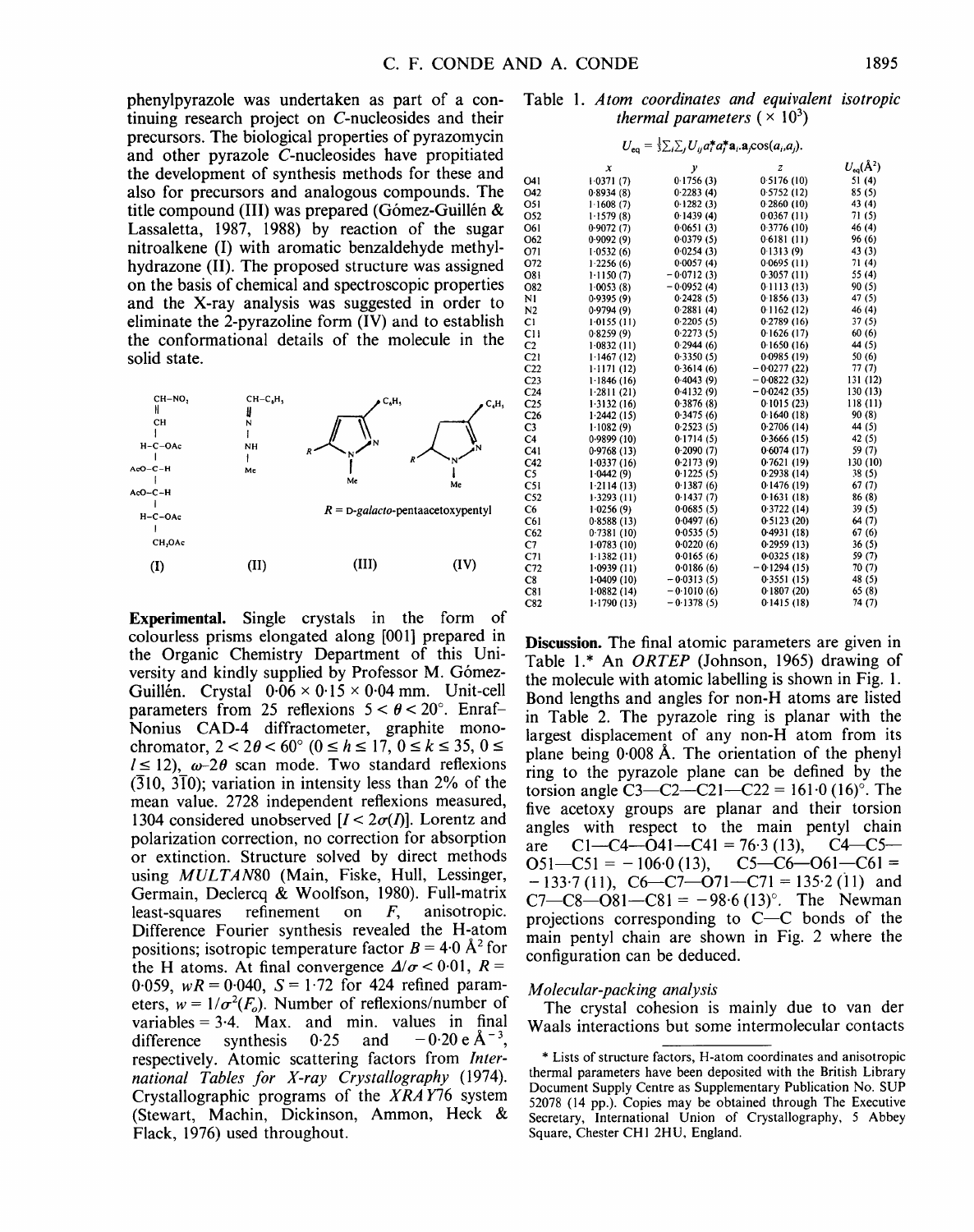phenylpyrazole was undertaken as part of a continuing research project on C-nucleosides and their precursors. The biological properties of pyrazomycin and other pyrazole C-nucleosides have propitiated the development of synthesis methods for these and also for precursors and analogous compounds. The title compound (III) was prepared (Gómez-Guillén & Lassaletta, 1987, 1988) by reaction of the sugar nitroalkene (I) with aromatic benzaldehyde methylhydrazone (II). The proposed structure was assigned on the basis of chemical and spectroscopic properties and the X-ray analysis was suggested in order to eliminate the 2-pyrazoline form (IV) and to establish the conformational details of the molecule in the solid state.

(I) (II) (III) (IV)

R = D-*galacto*-pentaacetoxypentyl

**Experimental.** Single crystals in the form of colourless prisms elongated along [001] prepared in the Organic Chemistry Department of this University and kindly supplied by Professor M. Gómez-Guillén. Crystal 0·06 × 0·15 × 0·04 mm. Unit-cell parameters from 25 reflexions $5 < \theta < 20°$. Enraf–Nonius CAD-4 diffractometer, graphite monochromator, $2 < 2\theta < 60°$ ($0 \leq h \leq 17$, $0 \leq k \leq 35$, $0 \leq l \leq 12$), $\omega$–$2\theta$ scan mode. Two standard reflexions ($\bar{3}10$, $3\bar{1}0$); variation in intensity less than 2% of the mean value. 2728 independent reflexions measured, 1304 considered unobserved [$I < 2\sigma(I)$]. Lorentz and polarization correction, no correction for absorption or extinction. Structure solved by direct methods using *MULTAN*80 (Main, Fiske, Hull, Lessinger, Germain, Declercq & Woolfson, 1980). Full-matrix least-squares refinement on *F*, anisotropic. Difference Fourier synthesis revealed the H-atom positions; isotropic temperature factor $B = 4.0$ Å$^2$ for the H atoms. At final convergence $\Delta/\sigma < 0.01$, $R = 0.059$, $wR = 0.040$, $S = 1.72$ for 424 refined parameters, $w = 1/\sigma^2(F_o)$. Number of reflexions/number of variables = 3·4. Max. and min. values in final difference synthesis 0·25 and $-0.20$ e Å$^{-3}$, respectively. Atomic scattering factors from *International Tables for X-ray Crystallography* (1974). Crystallographic programs of the *XRAY*76 system (Stewart, Machin, Dickinson, Ammon, Heck & Flack, 1976) used throughout.

Table 1. *Atom coordinates and equivalent isotropic thermal parameters* ($\times 10^3$)

$$U_{eq} = \tfrac{1}{3}\sum_i\sum_j U_{ij}a_i^*a_j^*\mathbf{a}_i.\mathbf{a}_j\cos(a_i,a_j).$$

| | *x* | *y* | *z* | $U_{eq}$(Å$^2$) |
|---|---|---|---|---|
| O41 | 1·0371 (7) | 0·1756 (3) | 0·5176 (10) | 51 (4) |
| O42 | 0·8934 (8) | 0·2283 (4) | 0·5752 (12) | 85 (5) |
| O51 | 1·1608 (7) | 0·1282 (3) | 0·2860 (10) | 43 (4) |
| O52 | 1·1579 (8) | 0·1439 (4) | 0·0367 (11) | 71 (5) |
| O61 | 0·9072 (7) | 0·0651 (3) | 0·3776 (10) | 46 (4) |
| O62 | 0·9092 (9) | 0·0379 (5) | 0·6181 (11) | 96 (6) |
| O71 | 1·0532 (6) | 0·0254 (3) | 0·1313 (9) | 43 (3) |
| O72 | 1·2256 (6) | 0·0057 (4) | 0·0695 (11) | 71 (4) |
| O81 | 1·1150 (7) | −0·0712 (3) | 0·3057 (11) | 55 (4) |
| O82 | 1·0053 (8) | −0·0952 (4) | 0·1113 (13) | 90 (5) |
| N1 | 0·9395 (9) | 0·2428 (5) | 0·1856 (13) | 47 (5) |
| N2 | 0·9794 (9) | 0·2881 (4) | 0·1162 (12) | 46 (4) |
| C1 | 1·0155 (11) | 0·2205 (5) | 0·2789 (16) | 37 (5) |
| C11 | 0·8259 (9) | 0·2273 (5) | 0·1626 (17) | 60 (6) |
| C2 | 1·0832 (11) | 0·2944 (6) | 0·1650 (16) | 44 (5) |
| C21 | 1·1467 (12) | 0·3350 (5) | 0·0985 (19) | 50 (6) |
| C22 | 1·1171 (12) | 0·3614 (6) | −0·0277 (22) | 77 (7) |
| C23 | 1·1846 (16) | 0·4043 (9) | −0·0822 (32) | 131 (12) |
| C24 | 1·2811 (21) | 0·4132 (9) | −0·0242 (35) | 130 (13) |
| C25 | 1·3132 (16) | 0·3876 (8) | 0·1015 (23) | 118 (11) |
| C26 | 1·2442 (15) | 0·3475 (6) | 0·1640 (18) | 90 (8) |
| C3 | 1·1082 (9) | 0·2523 (5) | 0·2706 (14) | 44 (5) |
| C4 | 0·9899 (10) | 0·1714 (5) | 0·3666 (15) | 42 (5) |
| C41 | 0·9768 (13) | 0·2090 (7) | 0·6074 (17) | 59 (7) |
| C42 | 1·0337 (16) | 0·2173 (9) | 0·7621 (19) | 130 (10) |
| C5 | 1·0442 (9) | 0·1225 (5) | 0·2938 (14) | 38 (5) |
| C51 | 1·2114 (13) | 0·1387 (6) | 0·1476 (19) | 67 (7) |
| C52 | 1·3293 (11) | 0·1437 (7) | 0·1631 (18) | 86 (8) |
| C6 | 1·0256 (9) | 0·0685 (5) | 0·3722 (14) | 39 (5) |
| C61 | 0·8588 (13) | 0·0497 (6) | 0·5123 (20) | 64 (7) |
| C62 | 0·7381 (10) | 0·0535 (5) | 0·4931 (18) | 67 (6) |
| C7 | 1·0783 (10) | 0·0220 (6) | 0·2959 (13) | 36 (5) |
| C71 | 1·1382 (11) | 0·0165 (6) | 0·0325 (18) | 59 (7) |
| C72 | 1·0939 (11) | 0·0186 (6) | −0·1294 (15) | 70 (7) |
| C8 | 1·0409 (10) | −0·0313 (5) | 0·3551 (15) | 48 (5) |
| C81 | 1·0882 (14) | −0·1010 (6) | 0·1807 (20) | 65 (8) |
| C82 | 1·1790 (13) | −0·1378 (5) | 0·1415 (18) | 74 (7) |

**Discussion.** The final atomic parameters are given in Table 1.* An *ORTEP* (Johnson, 1965) drawing of the molecule with atomic labelling is shown in Fig. 1. Bond lengths and angles for non-H atoms are listed in Table 2. The pyrazole ring is planar with the largest displacement of any non-H atom from its plane being 0·008 Å. The orientation of the phenyl ring to the pyrazole plane can be defined by the torsion angle C3—C2—C21—C22 = 161·0 (16)°. The five acetoxy groups are planar and their torsion angles with respect to the main pentyl chain are C1—C4—O41—C41 = 76·3 (13), C4—C5—O51—C51 = −106·0 (13), C5—C6—O61—C61 = −133·7 (11), C6—C7—O71—C71 = 135·2 (11) and C7—C8—O81—C81 = −98·6 (13)°. The Newman projections corresponding to C—C bonds of the main pentyl chain are shown in Fig. 2 where the configuration can be deduced.

### *Molecular-packing analysis*

The crystal cohesion is mainly due to van der Waals interactions but some intermolecular contacts

\* Lists of structure factors, H-atom coordinates and anisotropic thermal parameters have been deposited with the British Library Document Supply Centre as Supplementary Publication No. SUP 52078 (14 pp.). Copies may be obtained through The Executive Secretary, International Union of Crystallography, 5 Abbey Square, Chester CH1 2HU, England.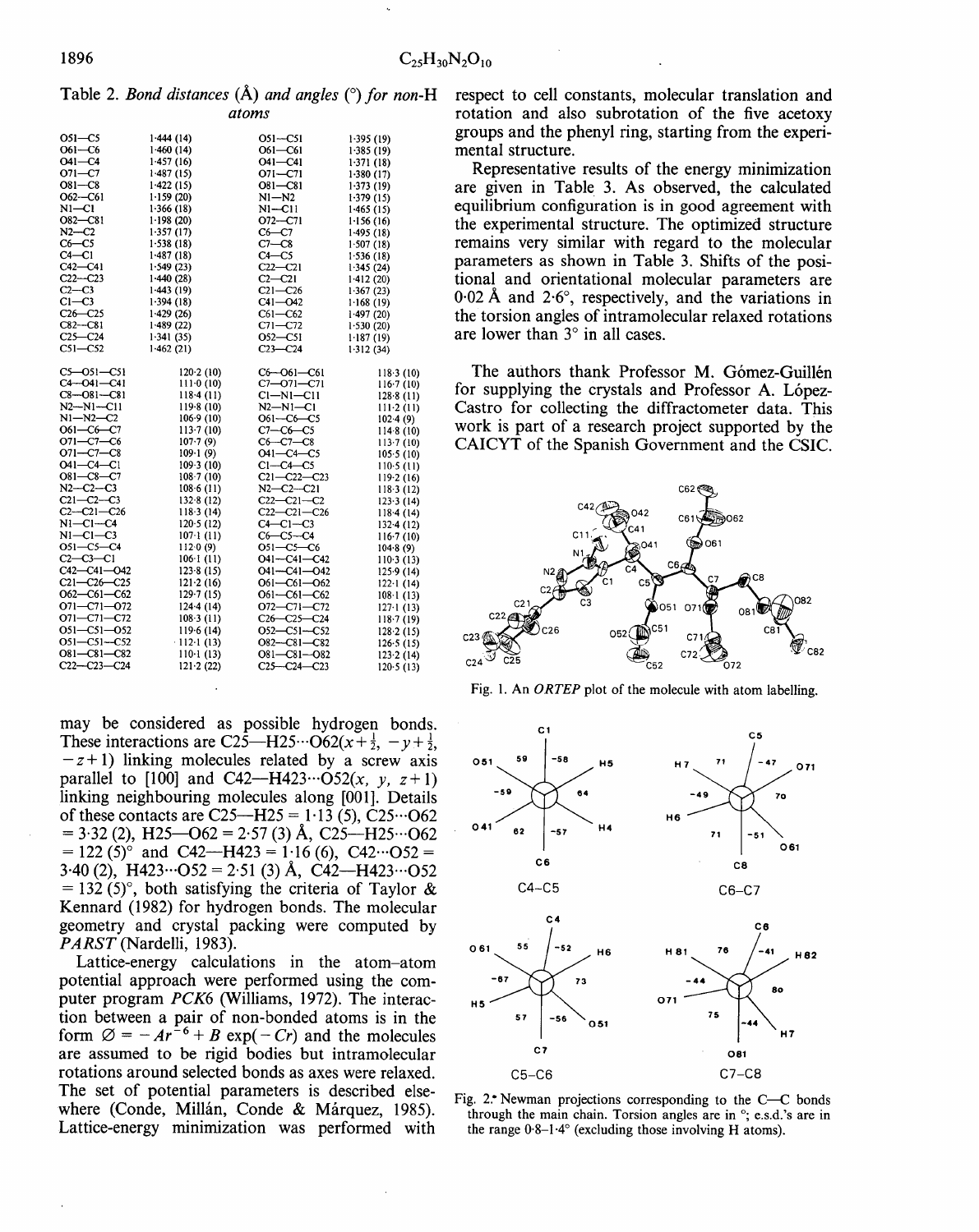Table 2. *Bond distances* (Å) *and angles* (°) *for non*-H *atoms*

| | | | |
|---|---|---|---|
| O51—C5 | 1·444 (14) | O51—C51 | 1·395 (19) |
| O61—C6 | 1·460 (14) | O61—C61 | 1·385 (19) |
| O41—C4 | 1·457 (16) | O41—C41 | 1·371 (18) |
| O71—C7 | 1·487 (15) | O71—C71 | 1·380 (17) |
| O81—C8 | 1·422 (15) | O81—C81 | 1·373 (19) |
| O62—C61 | 1·159 (20) | N1—N2 | 1·379 (15) |
| N1—C1 | 1·366 (18) | N1—C11 | 1·465 (15) |
| O82—C81 | 1·198 (20) | O72—C71 | 1·156 (16) |
| N2—C2 | 1·357 (17) | C6—C7 | 1·495 (18) |
| C6—C5 | 1·538 (18) | C7—C8 | 1·507 (18) |
| C4—C1 | 1·487 (18) | C4—C5 | 1·536 (18) |
| C42—C41 | 1·549 (23) | C22—C21 | 1·345 (24) |
| C22—C23 | 1·440 (28) | C2—C21 | 1·412 (20) |
| C2—C3 | 1·443 (19) | C21—C26 | 1·367 (23) |
| C1—C3 | 1·394 (18) | C41—O42 | 1·168 (19) |
| C26—C25 | 1·429 (26) | C61—C62 | 1·497 (20) |
| C82—C81 | 1·489 (22) | C71—C72 | 1·530 (20) |
| C25—C24 | 1·341 (35) | O52—C51 | 1·187 (19) |
| C51—C52 | 1·462 (21) | C23—C24 | 1·312 (34) |

| | | | |
|---|---|---|---|
| C5—O51—C51 | 120·2 (10) | C6—O61—C61 | 118·3 (10) |
| C4—O41—C41 | 111·0 (10) | C7—O71—C71 | 116·7 (10) |
| C8—O81—C81 | 118·4 (11) | C1—N1—C11 | 128·8 (11) |
| N2—N1—C11 | 119·8 (10) | N2—N1—C1 | 111·2 (11) |
| N1—N2—C2 | 106·9 (10) | O61—C6—C5 | 102·4 (9) |
| O61—C6—C7 | 113·7 (10) | C7—C6—C5 | 114·8 (10) |
| O71—C7—C6 | 107·7 (9) | C6—C7—C8 | 113·7 (10) |
| O71—C7—C8 | 109·1 (9) | O41—C4—C5 | 105·5 (10) |
| O41—C4—C1 | 109·3 (10) | C1—C4—C5 | 110·5 (11) |
| O81—C8—C7 | 108·7 (10) | C21—C22—C23 | 119·2 (16) |
| N2—C2—C3 | 108·6 (11) | N2—C2—C21 | 118·3 (12) |
| C21—C2—C3 | 132·8 (12) | C22—C21—C2 | 123·3 (14) |
| C2—C21—C26 | 118·3 (14) | C22—C21—C26 | 118·4 (14) |
| N1—C1—C4 | 120·5 (12) | C4—C1—C3 | 132·4 (12) |
| N1—C1—C3 | 107·1 (11) | C6—C5—C4 | 116·7 (10) |
| O51—C5—C4 | 112·0 (9) | O51—C5—C6 | 104·8 (9) |
| C2—C3—C1 | 106·1 (11) | O41—C41—C42 | 110·3 (13) |
| C42—C41—O42 | 123·8 (15) | O41—C41—O42 | 125·9 (14) |
| C21—C26—C25 | 121·2 (16) | O61—C61—O62 | 122·1 (14) |
| O62—C61—C62 | 129·7 (15) | O61—C61—C62 | 108·1 (13) |
| O71—C71—O72 | 124·4 (14) | O72—C71—C72 | 127·1 (13) |
| O71—C71—C72 | 108·3 (11) | C26—C25—C24 | 118·7 (19) |
| O51—C51—O52 | 119·6 (14) | O52—C51—C52 | 128·2 (15) |
| O51—C51—C52 | 112·1 (13) | O82—C81—C82 | 126·5 (15) |
| O81—C81—C82 | 110·1 (13) | O81—C81—O82 | 123·2 (14) |
| C22—C23—C24 | 121·2 (22) | C25—C24—C23 | 120·5 (13) |

may be considered as possible hydrogen bonds. These interactions are C25—H25···O62($x+\frac{1}{2}$, $-y+\frac{1}{2}$, $-z+1$) linking molecules related by a screw axis parallel to [100] and C42—H423···O52($x$, $y$, $z+1$) linking neighbouring molecules along [001]. Details of these contacts are C25—H25 = 1·13 (5), C25···O62 = 3·32 (2), H25—O62 = 2·57 (3) Å, C25—H25···O62 = 122 (5)° and C42—H423 = 1·16 (6), C42···O52 = 3·40 (2), H423···O52 = 2·51 (3) Å, C42—H423···O52 = 132 (5)°, both satisfying the criteria of Taylor & Kennard (1982) for hydrogen bonds. The molecular geometry and crystal packing were computed by *PARST* (Nardelli, 1983).

Lattice-energy calculations in the atom–atom potential approach were performed using the computer program *PCK6* (Williams, 1972). The interaction between a pair of non-bonded atoms is in the form $\varnothing = -Ar^{-6} + B\exp(-Cr)$ and the molecules are assumed to be rigid bodies but intramolecular rotations around selected bonds as axes were relaxed. The set of potential parameters is described elsewhere (Conde, Millán, Conde & Márquez, 1985). Lattice-energy minimization was performed with respect to cell constants, molecular translation and rotation and also subrotation of the five acetoxy groups and the phenyl ring, starting from the experimental structure.

Representative results of the energy minimization are given in Table 3. As observed, the calculated equilibrium configuration is in good agreement with the experimental structure. The optimized structure remains very similar with regard to the molecular parameters as shown in Table 3. Shifts of the positional and orientational molecular parameters are 0·02 Å and 2·6°, respectively, and the variations in the torsion angles of intramolecular relaxed rotations are lower than 3° in all cases.

The authors thank Professor M. Gómez-Guillén for supplying the crystals and Professor A. López-Castro for collecting the diffractometer data. This work is part of a research project supported by the CAICYT of the Spanish Government and the CSIC.

Fig. 1. An *ORTEP* plot of the molecule with atom labelling.

Fig. 2. Newman projections corresponding to the C—C bonds through the main chain. Torsion angles are in °; e.s.d.'s are in the range 0·8–1·4° (excluding those involving H atoms).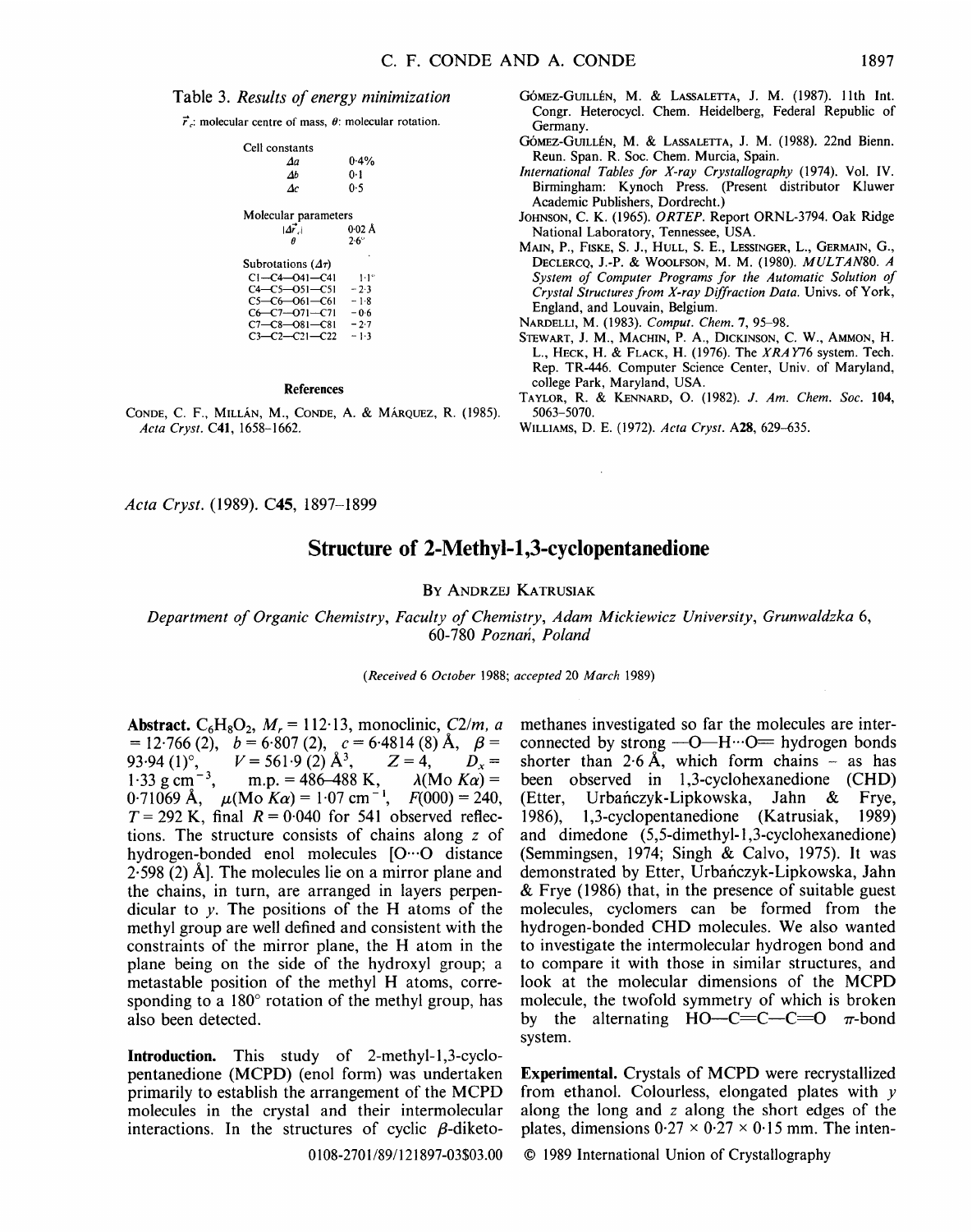Table 3. *Results of energy minimization*

$\vec{r}_c$: molecular centre of mass, $\theta$: molecular rotation.

| | |
|---|---|
| Cell constants | |
| $\Delta a$ | 0·4% |
| $\Delta b$ | 0·1 |
| $\Delta c$ | 0·5 |
| Molecular parameters | |
| $\lvert\Delta\vec{r}_c\rvert$ | 0·02 Å |
| $\theta$ | 2·6° |
| Subrotations ($\Delta\tau$) | |
| C1—C4—O41—C41 | 1·1° |
| C4—C5—O51—C51 | −2·3 |
| C5—C6—O61—C61 | −1·8 |
| C6—C7—O71—C71 | −0·6 |
| C7—C8—O81—C81 | −2·7 |
| C3—C2—C21—C22 | −1·3 |

### References

CONDE, C. F., MILLÁN, M., CONDE, A. & MÁRQUEZ, R. (1985). *Acta Cryst.* C41, 1658–1662.

GÓMEZ-GUILLÉN, M. & LASSALETTA, J. M. (1987). 11th Int. Congr. Heterocycl. Chem. Heidelberg, Federal Republic of Germany.

GÓMEZ-GUILLÉN, M. & LASSALETTA, J. M. (1988). 22nd Bienn. Reun. Span. R. Soc. Chem. Murcia, Spain.

*International Tables for X-ray Crystallography* (1974). Vol. IV. Birmingham: Kynoch Press. (Present distributor Kluwer Academic Publishers, Dordrecht.)

JOHNSON, C. K. (1965). *ORTEP*. Report ORNL-3794. Oak Ridge National Laboratory, Tennessee, USA.

MAIN, P., FISKE, S. J., HULL, S. E., LESSINGER, L., GERMAIN, G., DECLERCQ, J.-P. & WOOLFSON, M. M. (1980). *MULTAN80. A System of Computer Programs for the Automatic Solution of Crystal Structures from X-ray Diffraction Data.* Univs. of York, England, and Louvain, Belgium.

NARDELLI, M. (1983). *Comput. Chem.* 7, 95–98.

STEWART, J. M., MACHIN, P. A., DICKINSON, C. W., AMMON, H. L., HECK, H. & FLACK, H. (1976). *The XRAY76 system.* Tech. Rep. TR-446. Computer Science Center, Univ. of Maryland, college Park, Maryland, USA.

TAYLOR, R. & KENNARD, O. (1982). *J. Am. Chem. Soc.* 104, 5063–5070.

WILLIAMS, D. E. (1972). *Acta Cryst.* A28, 629–635.

*Acta Cryst.* (1989). C45, 1897–1899

# Structure of 2-Methyl-1,3-cyclopentanedione

BY ANDRZEJ KATRUSIAK

*Department of Organic Chemistry, Faculty of Chemistry, Adam Mickiewicz University, Grunwaldzka 6, 60-780 Poznań, Poland*

(*Received 6 October 1988; accepted 20 March 1989*)

**Abstract.** $C_6H_8O_2$, $M_r = 112·13$, monoclinic, $C2/m$, $a = 12·766$ (2), $b = 6·807$ (2), $c = 6·4814$ (8) Å, $\beta = 93·94$ (1)°, $V = 561·9$ (2) Å$^3$, $Z = 4$, $D_x = 1·33$ g cm$^{-3}$, m.p. = 486–488 K, $\lambda$(Mo $K\alpha$) = 0·71069 Å, $\mu$(Mo $K\alpha$) = 1·07 cm$^{-1}$, $F(000) = 240$, $T = 292$ K, final $R = 0·040$ for 541 observed reflections. The structure consists of chains along $z$ of hydrogen-bonded enol molecules [O···O distance 2·598 (2) Å]. The molecules lie on a mirror plane and the chains, in turn, are arranged in layers perpendicular to $y$. The positions of the H atoms of the methyl group are well defined and consistent with the constraints of the mirror plane, the H atom in the plane being on the side of the hydroxyl group; a metastable position of the methyl H atoms, corresponding to a 180° rotation of the methyl group, has also been detected.

**Introduction.** This study of 2-methyl-1,3-cyclopentanedione (MCPD) (enol form) was undertaken primarily to establish the arrangement of the MCPD molecules in the crystal and their intermolecular interactions. In the structures of cyclic $\beta$-diketomethanes investigated so far the molecules are interconnected by strong —O—H···O= hydrogen bonds shorter than 2·6 Å, which form chains – as has been observed in 1,3-cyclohexanedione (CHD) (Etter, Urbańczyk-Lipkowska, Jahn & Frye, 1986), 1,3-cyclopentanedione (Katrusiak, 1989) and dimedone (5,5-dimethyl-1,3-cyclohexanedione) (Semmingsen, 1974; Singh & Calvo, 1975). It was demonstrated by Etter, Urbańczyk-Lipkowska, Jahn & Frye (1986) that, in the presence of suitable guest molecules, cyclomers can be formed from the hydrogen-bonded CHD molecules. We also wanted to investigate the intermolecular hydrogen bond and to compare it with those in similar structures, and look at the molecular dimensions of the MCPD molecule, the twofold symmetry of which is broken by the alternating HO—C=C—C=O $\pi$-bond system.

**Experimental.** Crystals of MCPD were recrystallized from ethanol. Colourless, elongated plates with $y$ along the long and $z$ along the short edges of the plates, dimensions 0·27 × 0·27 × 0·15 mm. The inten-

0108-2701/89/121897-03$03.00 © 1989 International Union of Crystallography